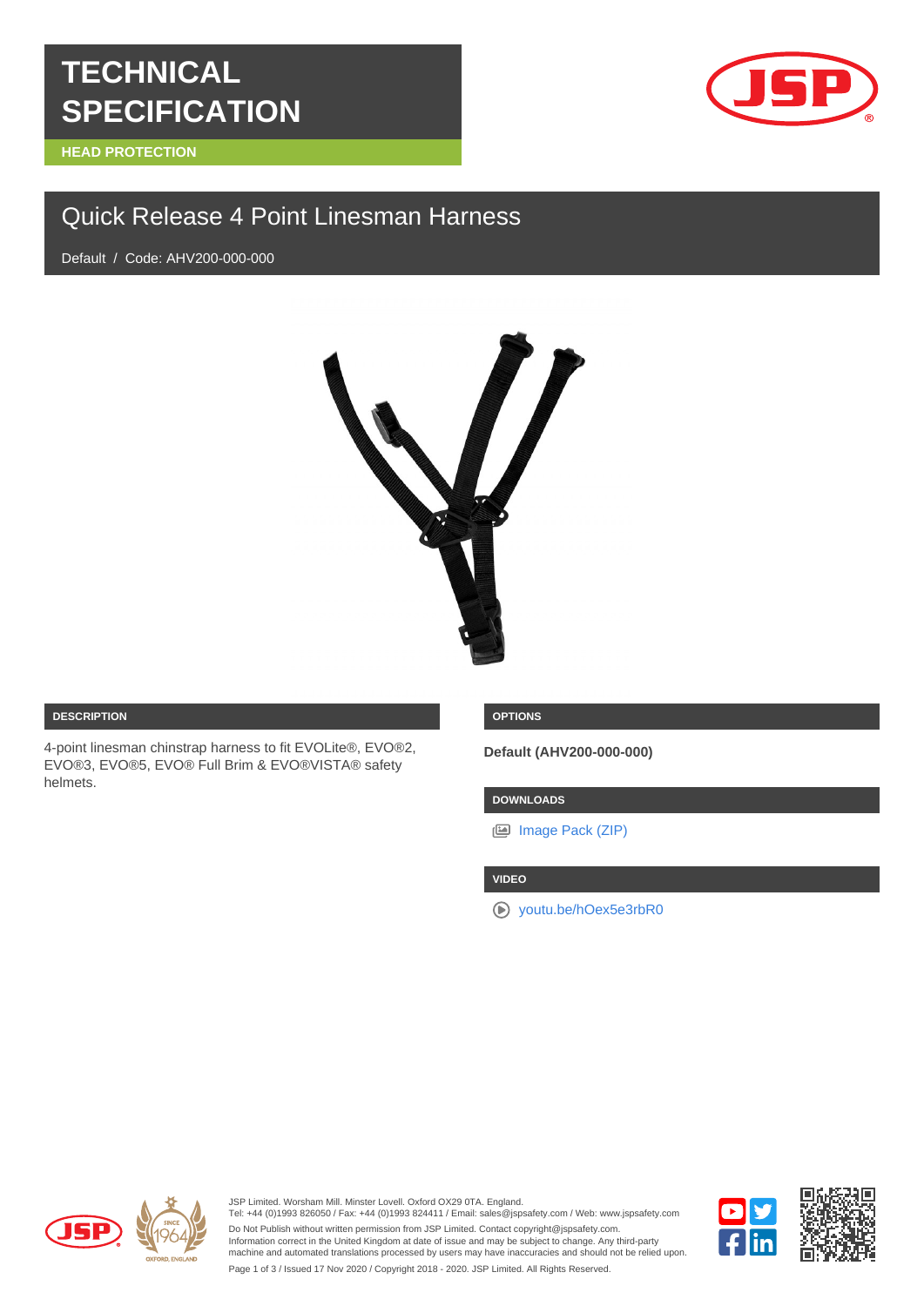# TECHNICAL SPECIFICATION

HEAD PROTECTION

## Quick Release 4 Point Linesman Harness

Default / Code: AHV200-000-000

### DESCRIPTION

4-point linesman chinstrap harness to fit EVOLite®, EVO®2, EVO®3, EVO®5, EVO® Full Brim & EVO®VISTA® safety helmets.

### OPTIONS

**Default (AHV200-000-000)**

### DOWNLOADS

Image Pack (ZIP)

### VIDEO

youtu.be/hOex5e3rbR0

JSP Limited. Worsham Mill. Minster Lovell. Oxford OX29 0TA. England.
Tel: +44 (0)1993 826050 / Fax: +44 (0)1993 824411 / Email: sales@jspsafety.com / Web: www.jspsafety.com
Do Not Publish without written permission from JSP Limited. Contact copyright@jspsafety.com.
Information correct in the United Kingdom at date of issue and may be subject to change. Any third-party machine and automated translations processed by users may have inaccuracies and should not be relied upon.
Issued 17 Nov 2020 / Copyright 2018 - 2020. JSP Limited. All Rights Reserved.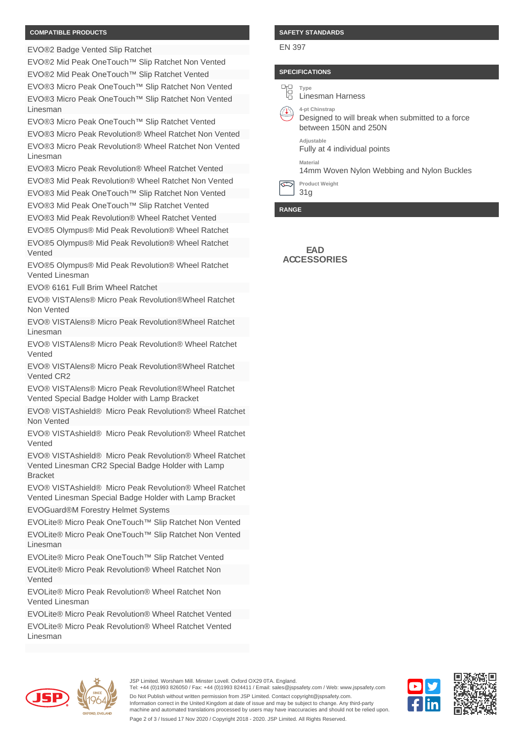## COMPATIBLE PRODUCTS

- EVO®2 Badge Vented Slip Ratchet
- EVO®2 Mid Peak OneTouch™ Slip Ratchet Non Vented
- EVO®2 Mid Peak OneTouch™ Slip Ratchet Vented
- EVO®3 Micro Peak OneTouch™ Slip Ratchet Non Vented
- EVO®3 Micro Peak OneTouch™ Slip Ratchet Non Vented Linesman
- EVO®3 Micro Peak OneTouch™ Slip Ratchet Vented
- EVO®3 Micro Peak Revolution® Wheel Ratchet Non Vented
- EVO®3 Micro Peak Revolution® Wheel Ratchet Non Vented Linesman
- EVO®3 Micro Peak Revolution® Wheel Ratchet Vented
- EVO®3 Mid Peak Revolution® Wheel Ratchet Non Vented
- EVO®3 Mid Peak OneTouch™ Slip Ratchet Non Vented
- EVO®3 Mid Peak OneTouch™ Slip Ratchet Vented
- EVO®3 Mid Peak Revolution® Wheel Ratchet Vented
- EVO®5 Olympus® Mid Peak Revolution® Wheel Ratchet
- EVO®5 Olympus® Mid Peak Revolution® Wheel Ratchet Vented
- EVO®5 Olympus® Mid Peak Revolution® Wheel Ratchet Vented Linesman
- EVO® 6161 Full Brim Wheel Ratchet
- EVO® VISTAlens® Micro Peak Revolution®Wheel Ratchet Non Vented
- EVO® VISTAlens® Micro Peak Revolution®Wheel Ratchet Linesman
- EVO® VISTAlens® Micro Peak Revolution® Wheel Ratchet Vented
- EVO® VISTAlens® Micro Peak Revolution®Wheel Ratchet Vented CR2
- EVO® VISTAlens® Micro Peak Revolution®Wheel Ratchet Vented Special Badge Holder with Lamp Bracket
- EVO® VISTAshield® Micro Peak Revolution® Wheel Ratchet Non Vented
- EVO® VISTAshield® Micro Peak Revolution® Wheel Ratchet Vented
- EVO® VISTAshield® Micro Peak Revolution® Wheel Ratchet Vented Linesman CR2 Special Badge Holder with Lamp Bracket
- EVO® VISTAshield® Micro Peak Revolution® Wheel Ratchet Vented Linesman Special Badge Holder with Lamp Bracket
- EVOGuard®M Forestry Helmet Systems
- EVOLite® Micro Peak OneTouch™ Slip Ratchet Non Vented
- EVOLite® Micro Peak OneTouch™ Slip Ratchet Non Vented Linesman
- EVOLite® Micro Peak OneTouch™ Slip Ratchet Vented
- EVOLite® Micro Peak Revolution® Wheel Ratchet Non Vented
- EVOLite® Micro Peak Revolution® Wheel Ratchet Non Vented Linesman
- EVOLite® Micro Peak Revolution® Wheel Ratchet Vented
- EVOLite® Micro Peak Revolution® Wheel Ratchet Vented Linesman

## SAFETY STANDARDS

EN 397

## SPECIFICATIONS

**Type**
Linesman Harness

**4-pt Chinstrap**
Designed to will break when submitted to a force between 150N and 250N

**Adjustable**
Fully at 4 individual points

**Material**
14mm Woven Nylon Webbing and Nylon Buckles

**Product Weight**
31g

## RANGE

**EAD ACCESSORIES**

JSP Limited. Worsham Mill. Minster Lovell. Oxford OX29 0TA. England.
Tel: +44 (0)1993 826050 / Fax: +44 (0)1993 824411 / Email: sales@jspsafety.com / Web: www.jspsafety.com
Do Not Publish without written permission from JSP Limited. Contact copyright@jspsafety.com.
Information correct in the United Kingdom at date of issue and may be subject to change. Any third-party machine and automated translations processed by users may have inaccuracies and should not be relied upon.
Issued 17 Nov 2020 / Copyright 2018 - 2020. JSP Limited. All Rights Reserved.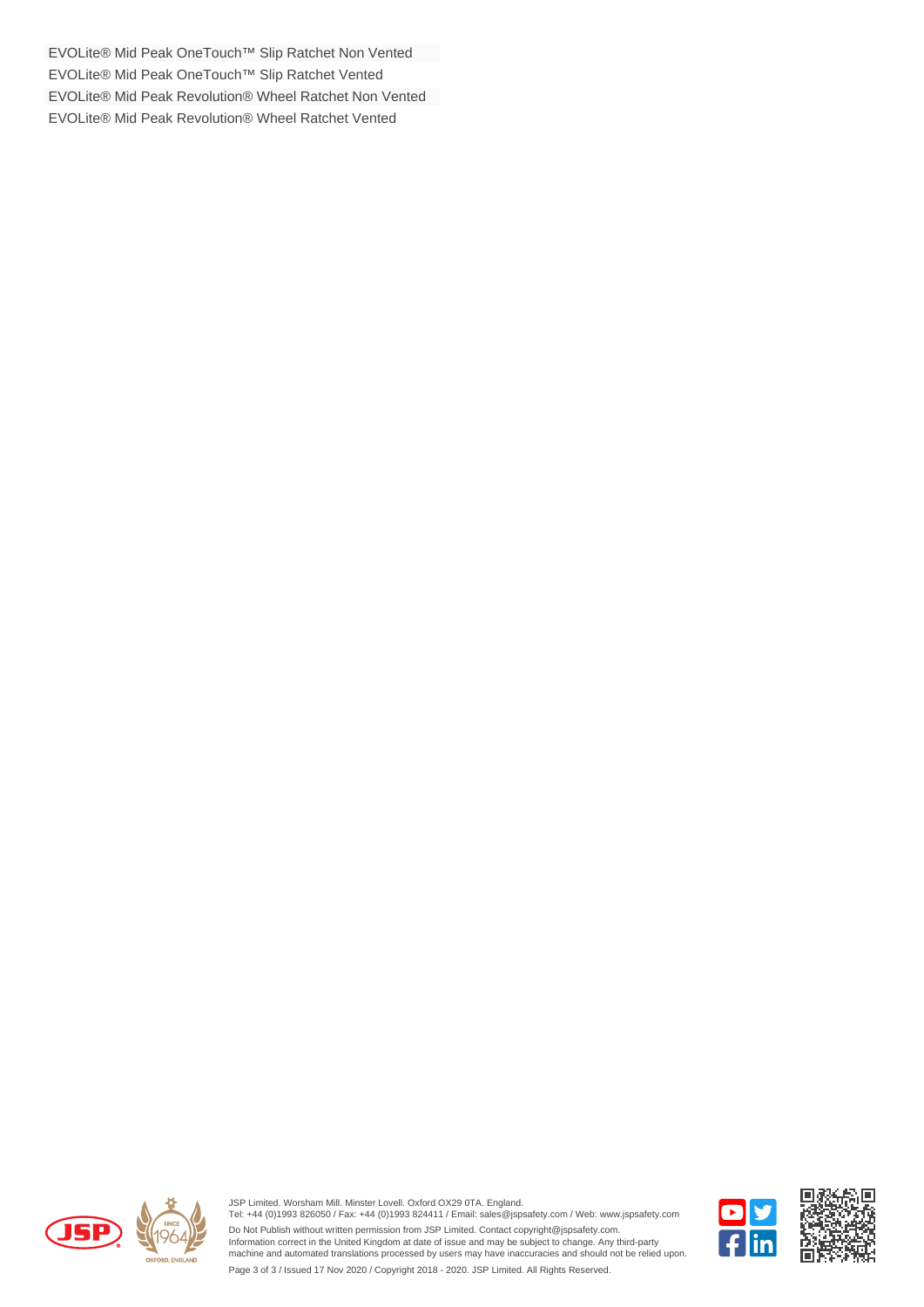EVOLite® Mid Peak OneTouch™ Slip Ratchet Non Vented
EVOLite® Mid Peak OneTouch™ Slip Ratchet Vented
EVOLite® Mid Peak Revolution® Wheel Ratchet Non Vented
EVOLite® Mid Peak Revolution® Wheel Ratchet Vented

JSP Limited. Worsham Mill. Minster Lovell. Oxford OX29 0TA. England.
Tel: +44 (0)1993 826050 / Fax: +44 (0)1993 824411 / Email: sales@jspsafety.com / Web: www.jspsafety.com
Do Not Publish without written permission from JSP Limited. Contact copyright@jspsafety.com.
Information correct in the United Kingdom at date of issue and may be subject to change. Any third-party machine and automated translations processed by users may have inaccuracies and should not be relied upon.
Issued 17 Nov 2020 / Copyright 2018 - 2020. JSP Limited. All Rights Reserved.